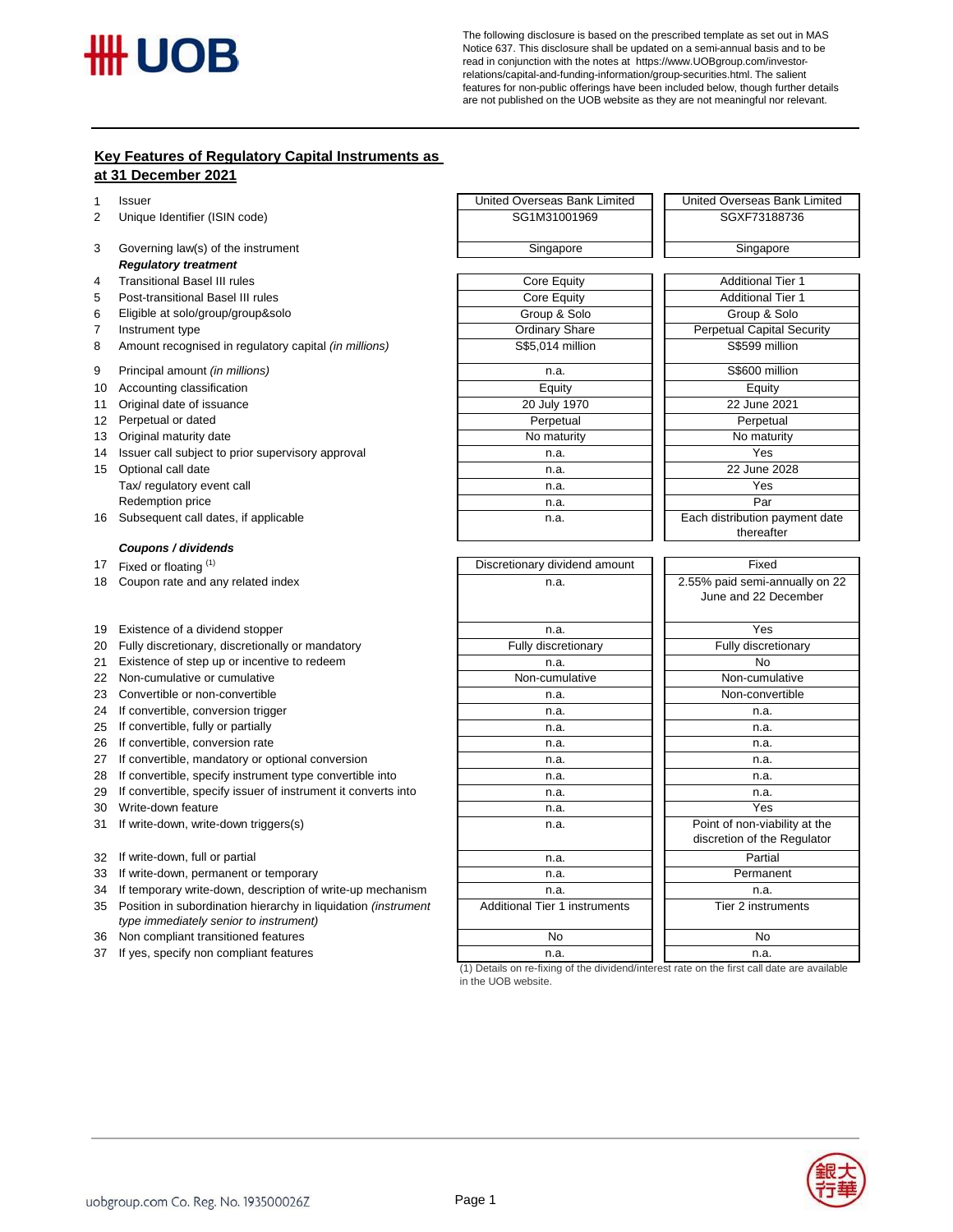The following disclosure is based on the prescribed template as set out in MAS Notice 637. This disclosure shall be updated on a semi-annual basis and to be read in conjunction with the notes at https://www.UOBgroup.com/investor-relations/capital-and-funding-information/group-securities.html. The salient features for non-public offerings have been included below, though further details are not published on the UOB website as they are not meaningful nor relevant.

## Key Features of Regulatory Capital Instruments as at 31 December 2021

| | | | |
|---|---|---|---|
| 1 | Issuer | United Overseas Bank Limited | United Overseas Bank Limited |
| 2 | Unique Identifier (ISIN code) | SG1M31001969 | SGXF73188736 |
| 3 | Governing law(s) of the instrument | Singapore | Singapore |
| | ***Regulatory treatment*** | | |
| 4 | Transitional Basel III rules | Core Equity | Additional Tier 1 |
| 5 | Post-transitional Basel III rules | Core Equity | Additional Tier 1 |
| 6 | Eligible at solo/group/group&solo | Group & Solo | Group & Solo |
| 7 | Instrument type | Ordinary Share | Perpetual Capital Security |
| 8 | Amount recognised in regulatory capital *(in millions)* | S$5,014 million | S$599 million |
| 9 | Principal amount *(in millions)* | n.a. | S$600 million |
| 10 | Accounting classification | Equity | Equity |
| 11 | Original date of issuance | 20 July 1970 | 22 June 2021 |
| 12 | Perpetual or dated | Perpetual | Perpetual |
| 13 | Original maturity date | No maturity | No maturity |
| 14 | Issuer call subject to prior supervisory approval | n.a. | Yes |
| 15 | Optional call date | n.a. | 22 June 2028 |
| | Tax/ regulatory event call | n.a. | Yes |
| | Redemption price | n.a. | Par |
| 16 | Subsequent call dates, if applicable | n.a. | Each distribution payment date thereafter |
| | ***Coupons / dividends*** | | |
| 17 | Fixed or floating [(1)] | Discretionary dividend amount | Fixed |
| 18 | Coupon rate and any related index | n.a. | 2.55% paid semi-annually on 22 June and 22 December |
| 19 | Existence of a dividend stopper | n.a. | Yes |
| 20 | Fully discretionary, discretionally or mandatory | Fully discretionary | Fully discretionary |
| 21 | Existence of step up or incentive to redeem | n.a. | No |
| 22 | Non-cumulative or cumulative | Non-cumulative | Non-cumulative |
| 23 | Convertible or non-convertible | n.a. | Non-convertible |
| 24 | If convertible, conversion trigger | n.a. | n.a. |
| 25 | If convertible, fully or partially | n.a. | n.a. |
| 26 | If convertible, conversion rate | n.a. | n.a. |
| 27 | If convertible, mandatory or optional conversion | n.a. | n.a. |
| 28 | If convertible, specify instrument type convertible into | n.a. | n.a. |
| 29 | If convertible, specify issuer of instrument it converts into | n.a. | n.a. |
| 30 | Write-down feature | n.a. | Yes |
| 31 | If write-down, write-down triggers(s) | n.a. | Point of non-viability at the discretion of the Regulator |
| 32 | If write-down, full or partial | n.a. | Partial |
| 33 | If write-down, permanent or temporary | n.a. | Permanent |
| 34 | If temporary write-down, description of write-up mechanism | n.a. | n.a. |
| 35 | Position in subordination hierarchy in liquidation *(instrument type immediately senior to instrument)* | Additional Tier 1 instruments | Tier 2 instruments |
| 36 | Non compliant transitioned features | No | No |
| 37 | If yes, specify non compliant features | n.a. | n.a. |

(1) Details on re-fixing of the dividend/interest rate on the first call date are available in the UOB website.

uobgroup.com Co. Reg. No. 193500026Z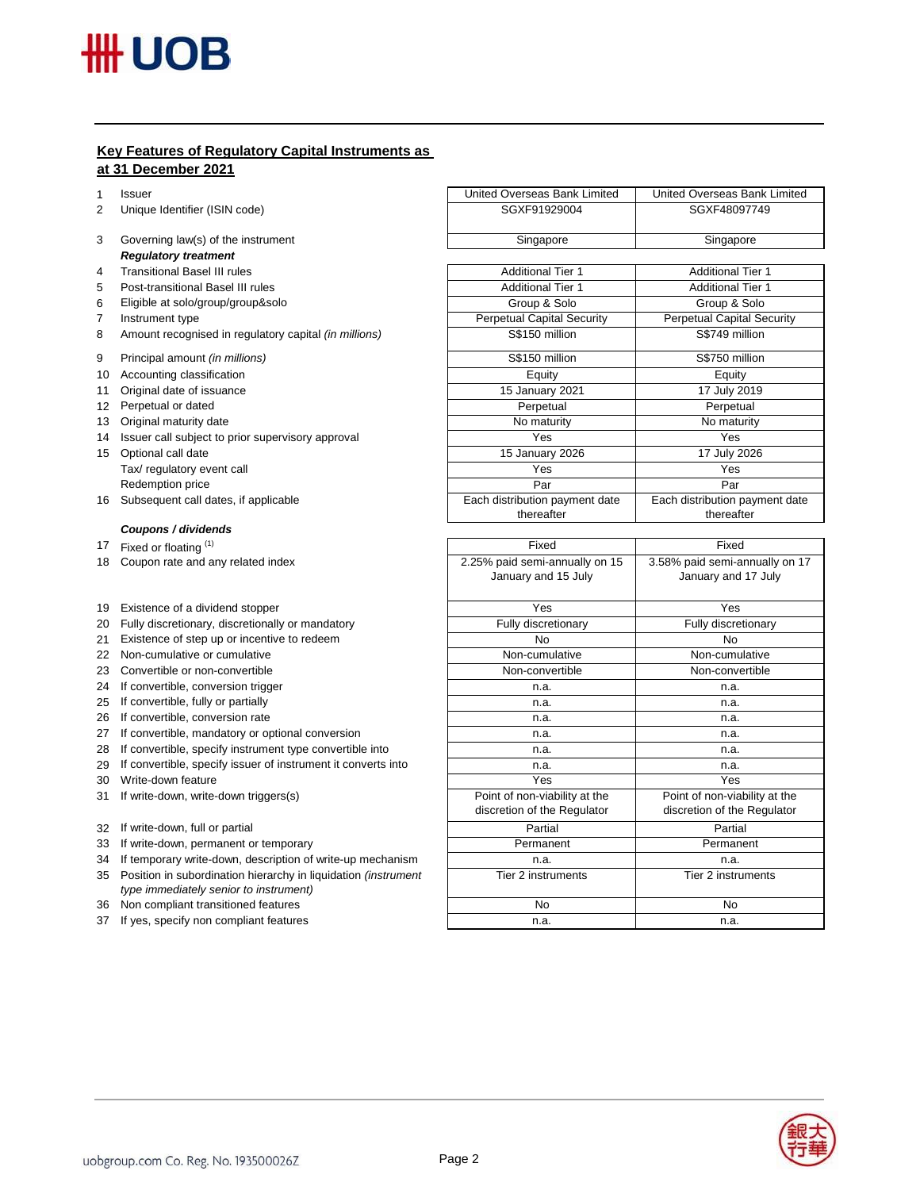## Key Features of Regulatory Capital Instruments as at 31 December 2021

| | | | |
|---|---|---|---|
| 1 | Issuer | United Overseas Bank Limited | United Overseas Bank Limited |
| 2 | Unique Identifier (ISIN code) | SGXF91929004 | SGXF48097749 |
| 3 | Governing law(s) of the instrument | Singapore | Singapore |
| | ***Regulatory treatment*** | | |
| 4 | Transitional Basel III rules | Additional Tier 1 | Additional Tier 1 |
| 5 | Post-transitional Basel III rules | Additional Tier 1 | Additional Tier 1 |
| 6 | Eligible at solo/group/group&solo | Group & Solo | Group & Solo |
| 7 | Instrument type | Perpetual Capital Security | Perpetual Capital Security |
| 8 | Amount recognised in regulatory capital *(in millions)* | S$150 million | S$749 million |
| 9 | Principal amount *(in millions)* | S$150 million | S$750 million |
| 10 | Accounting classification | Equity | Equity |
| 11 | Original date of issuance | 15 January 2021 | 17 July 2019 |
| 12 | Perpetual or dated | Perpetual | Perpetual |
| 13 | Original maturity date | No maturity | No maturity |
| 14 | Issuer call subject to prior supervisory approval | Yes | Yes |
| 15 | Optional call date | 15 January 2026 | 17 July 2026 |
| | Tax/ regulatory event call | Yes | Yes |
| | Redemption price | Par | Par |
| 16 | Subsequent call dates, if applicable | Each distribution payment date thereafter | Each distribution payment date thereafter |
| | ***Coupons / dividends*** | | |
| 17 | Fixed or floating [(1)] | Fixed | Fixed |
| 18 | Coupon rate and any related index | 2.25% paid semi-annually on 15 January and 15 July | 3.58% paid semi-annually on 17 January and 17 July |
| 19 | Existence of a dividend stopper | Yes | Yes |
| 20 | Fully discretionary, discretionally or mandatory | Fully discretionary | Fully discretionary |
| 21 | Existence of step up or incentive to redeem | No | No |
| 22 | Non-cumulative or cumulative | Non-cumulative | Non-cumulative |
| 23 | Convertible or non-convertible | Non-convertible | Non-convertible |
| 24 | If convertible, conversion trigger | n.a. | n.a. |
| 25 | If convertible, fully or partially | n.a. | n.a. |
| 26 | If convertible, conversion rate | n.a. | n.a. |
| 27 | If convertible, mandatory or optional conversion | n.a. | n.a. |
| 28 | If convertible, specify instrument type convertible into | n.a. | n.a. |
| 29 | If convertible, specify issuer of instrument it converts into | n.a. | n.a. |
| 30 | Write-down feature | Yes | Yes |
| 31 | If write-down, write-down triggers(s) | Point of non-viability at the discretion of the Regulator | Point of non-viability at the discretion of the Regulator |
| 32 | If write-down, full or partial | Partial | Partial |
| 33 | If write-down, permanent or temporary | Permanent | Permanent |
| 34 | If temporary write-down, description of write-up mechanism | n.a. | n.a. |
| 35 | Position in subordination hierarchy in liquidation *(instrument type immediately senior to instrument)* | Tier 2 instruments | Tier 2 instruments |
| 36 | Non compliant transitioned features | No | No |
| 37 | If yes, specify non compliant features | n.a. | n.a. |

uobgroup.com Co. Reg. No. 193500026Z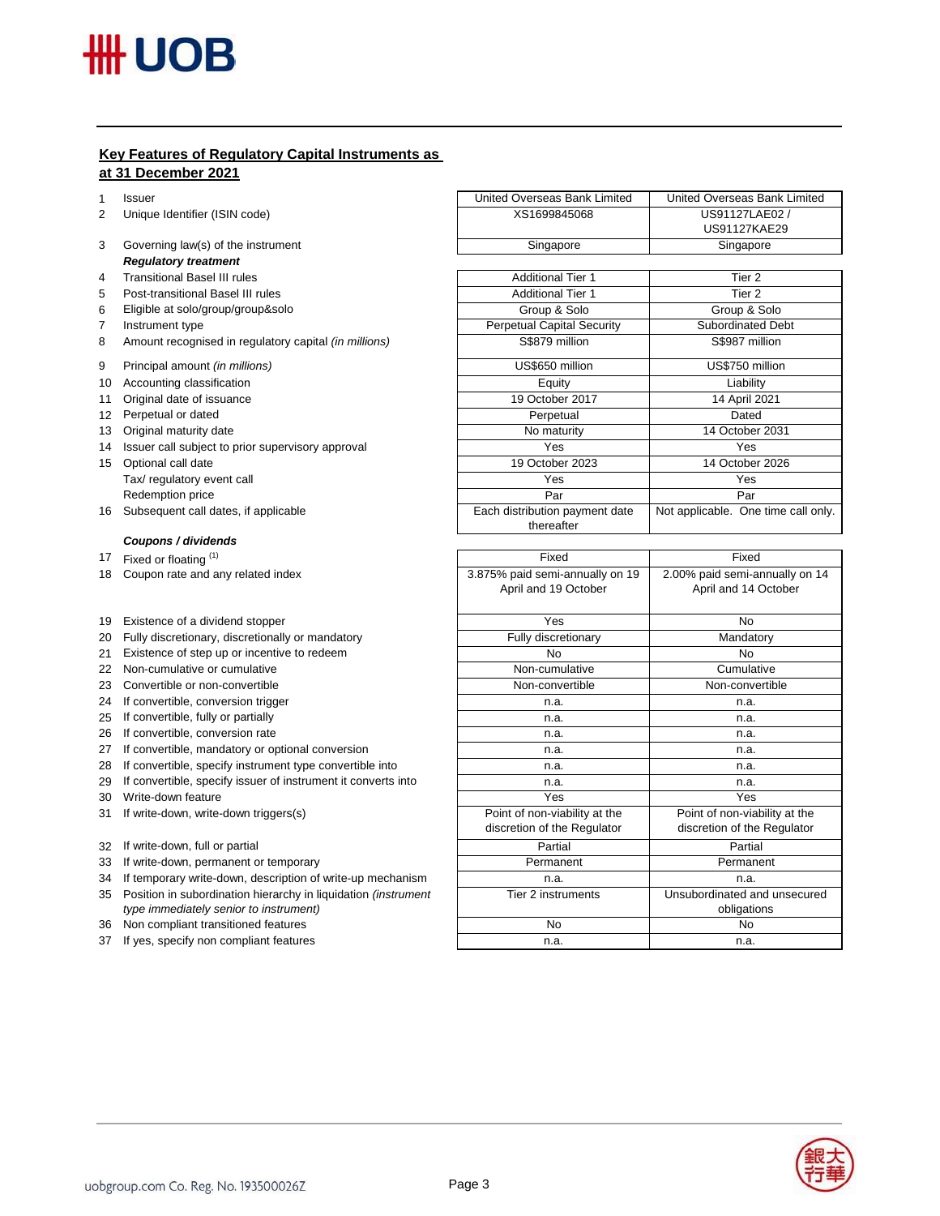## Key Features of Regulatory Capital Instruments as at 31 December 2021

| | | | |
|---|---|---|---|
| 1 | Issuer | United Overseas Bank Limited | United Overseas Bank Limited |
| 2 | Unique Identifier (ISIN code) | XS1699845068 | US91127LAE02 / US91127KAE29 |
| 3 | Governing law(s) of the instrument | Singapore | Singapore |
| | ***Regulatory treatment*** | | |
| 4 | Transitional Basel III rules | Additional Tier 1 | Tier 2 |
| 5 | Post-transitional Basel III rules | Additional Tier 1 | Tier 2 |
| 6 | Eligible at solo/group/group&solo | Group & Solo | Group & Solo |
| 7 | Instrument type | Perpetual Capital Security | Subordinated Debt |
| 8 | Amount recognised in regulatory capital *(in millions)* | S$879 million | S$987 million |
| 9 | Principal amount *(in millions)* | US$650 million | US$750 million |
| 10 | Accounting classification | Equity | Liability |
| 11 | Original date of issuance | 19 October 2017 | 14 April 2021 |
| 12 | Perpetual or dated | Perpetual | Dated |
| 13 | Original maturity date | No maturity | 14 October 2031 |
| 14 | Issuer call subject to prior supervisory approval | Yes | Yes |
| 15 | Optional call date | 19 October 2023 | 14 October 2026 |
| | Tax/ regulatory event call | Yes | Yes |
| | Redemption price | Par | Par |
| 16 | Subsequent call dates, if applicable | Each distribution payment date thereafter | Not applicable. One time call only. |
| | ***Coupons / dividends*** | | |
| 17 | Fixed or floating [1] | Fixed | Fixed |
| 18 | Coupon rate and any related index | 3.875% paid semi-annually on 19 April and 19 October | 2.00% paid semi-annually on 14 April and 14 October |
| 19 | Existence of a dividend stopper | Yes | No |
| 20 | Fully discretionary, discretionally or mandatory | Fully discretionary | Mandatory |
| 21 | Existence of step up or incentive to redeem | No | No |
| 22 | Non-cumulative or cumulative | Non-cumulative | Cumulative |
| 23 | Convertible or non-convertible | Non-convertible | Non-convertible |
| 24 | If convertible, conversion trigger | n.a. | n.a. |
| 25 | If convertible, fully or partially | n.a. | n.a. |
| 26 | If convertible, conversion rate | n.a. | n.a. |
| 27 | If convertible, mandatory or optional conversion | n.a. | n.a. |
| 28 | If convertible, specify instrument type convertible into | n.a. | n.a. |
| 29 | If convertible, specify issuer of instrument it converts into | n.a. | n.a. |
| 30 | Write-down feature | Yes | Yes |
| 31 | If write-down, write-down triggers(s) | Point of non-viability at the discretion of the Regulator | Point of non-viability at the discretion of the Regulator |
| 32 | If write-down, full or partial | Partial | Partial |
| 33 | If write-down, permanent or temporary | Permanent | Permanent |
| 34 | If temporary write-down, description of write-up mechanism | n.a. | n.a. |
| 35 | Position in subordination hierarchy in liquidation *(instrument type immediately senior to instrument)* | Tier 2 instruments | Unsubordinated and unsecured obligations |
| 36 | Non compliant transitioned features | No | No |
| 37 | If yes, specify non compliant features | n.a. | n.a. |

uobgroup.com Co. Reg. No. 193500026Z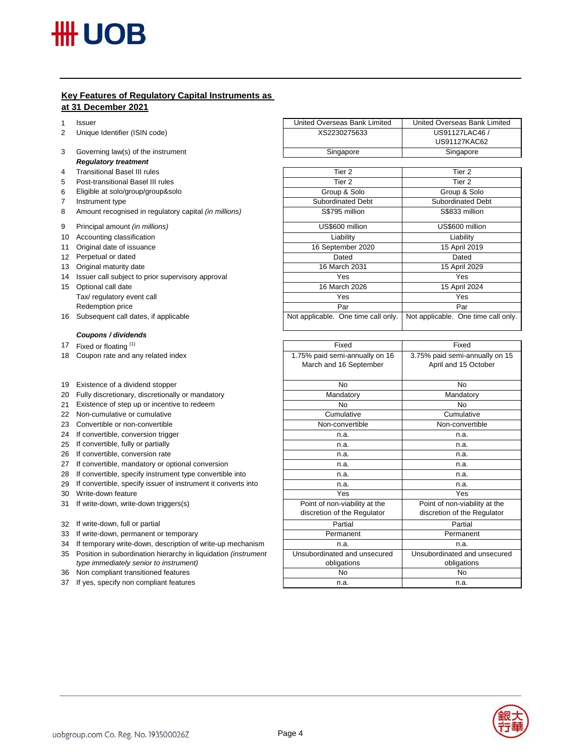**Key Features of Regulatory Capital Instruments as at 31 December 2021**

| | | | |
|---|---|---|---|
| 1 | Issuer | United Overseas Bank Limited | United Overseas Bank Limited |
| 2 | Unique Identifier (ISIN code) | XS2230275633 | US91127LAC46 / US91127KAC62 |
| 3 | Governing law(s) of the instrument | Singapore | Singapore |
| | ***Regulatory treatment*** | | |
| 4 | Transitional Basel III rules | Tier 2 | Tier 2 |
| 5 | Post-transitional Basel III rules | Tier 2 | Tier 2 |
| 6 | Eligible at solo/group/group&solo | Group & Solo | Group & Solo |
| 7 | Instrument type | Subordinated Debt | Subordinated Debt |
| 8 | Amount recognised in regulatory capital *(in millions)* | S$795 million | S$833 million |
| 9 | Principal amount *(in millions)* | US$600 million | US$600 million |
| 10 | Accounting classification | Liability | Liability |
| 11 | Original date of issuance | 16 September 2020 | 15 April 2019 |
| 12 | Perpetual or dated | Dated | Dated |
| 13 | Original maturity date | 16 March 2031 | 15 April 2029 |
| 14 | Issuer call subject to prior supervisory approval | Yes | Yes |
| 15 | Optional call date | 16 March 2026 | 15 April 2024 |
| | Tax/ regulatory event call | Yes | Yes |
| | Redemption price | Par | Par |
| 16 | Subsequent call dates, if applicable | Not applicable. One time call only. | Not applicable. One time call only. |
| | ***Coupons / dividends*** | | |
| 17 | Fixed or floating [1] | Fixed | Fixed |
| 18 | Coupon rate and any related index | 1.75% paid semi-annually on 16 March and 16 September | 3.75% paid semi-annually on 15 April and 15 October |
| 19 | Existence of a dividend stopper | No | No |
| 20 | Fully discretionary, discretionally or mandatory | Mandatory | Mandatory |
| 21 | Existence of step up or incentive to redeem | No | No |
| 22 | Non-cumulative or cumulative | Cumulative | Cumulative |
| 23 | Convertible or non-convertible | Non-convertible | Non-convertible |
| 24 | If convertible, conversion trigger | n.a. | n.a. |
| 25 | If convertible, fully or partially | n.a. | n.a. |
| 26 | If convertible, conversion rate | n.a. | n.a. |
| 27 | If convertible, mandatory or optional conversion | n.a. | n.a. |
| 28 | If convertible, specify instrument type convertible into | n.a. | n.a. |
| 29 | If convertible, specify issuer of instrument it converts into | n.a. | n.a. |
| 30 | Write-down feature | Yes | Yes |
| 31 | If write-down, write-down triggers(s) | Point of non-viability at the discretion of the Regulator | Point of non-viability at the discretion of the Regulator |
| 32 | If write-down, full or partial | Partial | Partial |
| 33 | If write-down, permanent or temporary | Permanent | Permanent |
| 34 | If temporary write-down, description of write-up mechanism | n.a. | n.a. |
| 35 | Position in subordination hierarchy in liquidation *(instrument type immediately senior to instrument)* | Unsubordinated and unsecured obligations | Unsubordinated and unsecured obligations |
| 36 | Non compliant transitioned features | No | No |
| 37 | If yes, specify non compliant features | n.a. | n.a. |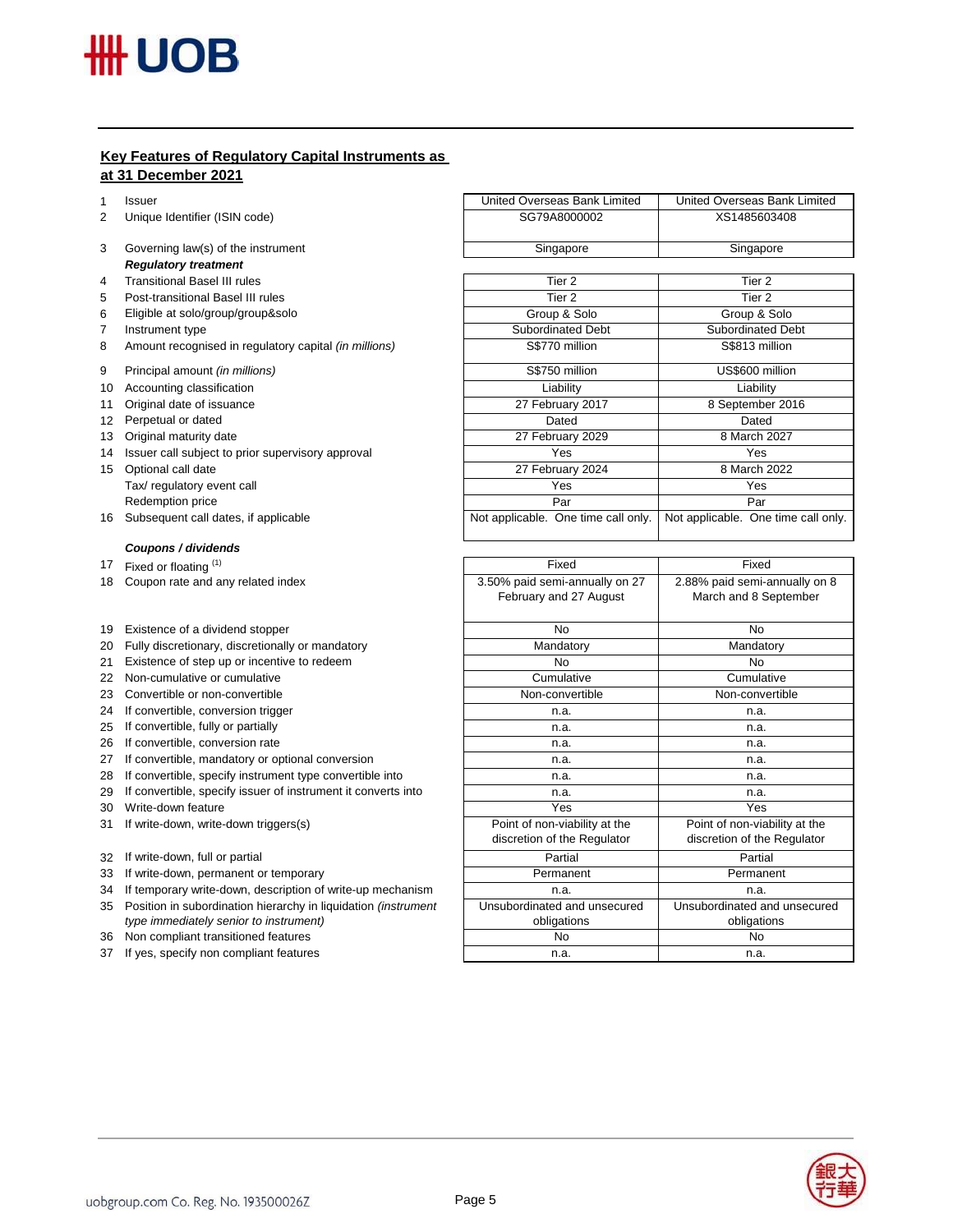**Key Features of Regulatory Capital Instruments as at 31 December 2021**

| No. | Feature | | |
|---|---|---|---|
| 1 | Issuer | United Overseas Bank Limited | United Overseas Bank Limited |
| 2 | Unique Identifier (ISIN code) | SG79A8000002 | XS1485603408 |
| 3 | Governing law(s) of the instrument | Singapore | Singapore |
| | ***Regulatory treatment*** | | |
| 4 | Transitional Basel III rules | Tier 2 | Tier 2 |
| 5 | Post-transitional Basel III rules | Tier 2 | Tier 2 |
| 6 | Eligible at solo/group/group&solo | Group & Solo | Group & Solo |
| 7 | Instrument type | Subordinated Debt | Subordinated Debt |
| 8 | Amount recognised in regulatory capital *(in millions)* | S$770 million | S$813 million |
| 9 | Principal amount *(in millions)* | S$750 million | US$600 million |
| 10 | Accounting classification | Liability | Liability |
| 11 | Original date of issuance | 27 February 2017 | 8 September 2016 |
| 12 | Perpetual or dated | Dated | Dated |
| 13 | Original maturity date | 27 February 2029 | 8 March 2027 |
| 14 | Issuer call subject to prior supervisory approval | Yes | Yes |
| 15 | Optional call date | 27 February 2024 | 8 March 2022 |
| | Tax/ regulatory event call | Yes | Yes |
| | Redemption price | Par | Par |
| 16 | Subsequent call dates, if applicable | Not applicable. One time call only. | Not applicable. One time call only. |
| | ***Coupons / dividends*** | | |
| 17 | Fixed or floating [1] | Fixed | Fixed |
| 18 | Coupon rate and any related index | 3.50% paid semi-annually on 27 February and 27 August | 2.88% paid semi-annually on 8 March and 8 September |
| 19 | Existence of a dividend stopper | No | No |
| 20 | Fully discretionary, discretionally or mandatory | Mandatory | Mandatory |
| 21 | Existence of step up or incentive to redeem | No | No |
| 22 | Non-cumulative or cumulative | Cumulative | Cumulative |
| 23 | Convertible or non-convertible | Non-convertible | Non-convertible |
| 24 | If convertible, conversion trigger | n.a. | n.a. |
| 25 | If convertible, fully or partially | n.a. | n.a. |
| 26 | If convertible, conversion rate | n.a. | n.a. |
| 27 | If convertible, mandatory or optional conversion | n.a. | n.a. |
| 28 | If convertible, specify instrument type convertible into | n.a. | n.a. |
| 29 | If convertible, specify issuer of instrument it converts into | n.a. | n.a. |
| 30 | Write-down feature | Yes | Yes |
| 31 | If write-down, write-down triggers(s) | Point of non-viability at the discretion of the Regulator | Point of non-viability at the discretion of the Regulator |
| 32 | If write-down, full or partial | Partial | Partial |
| 33 | If write-down, permanent or temporary | Permanent | Permanent |
| 34 | If temporary write-down, description of write-up mechanism | n.a. | n.a. |
| 35 | Position in subordination hierarchy in liquidation *(instrument type immediately senior to instrument)* | Unsubordinated and unsecured obligations | Unsubordinated and unsecured obligations |
| 36 | Non compliant transitioned features | No | No |
| 37 | If yes, specify non compliant features | n.a. | n.a. |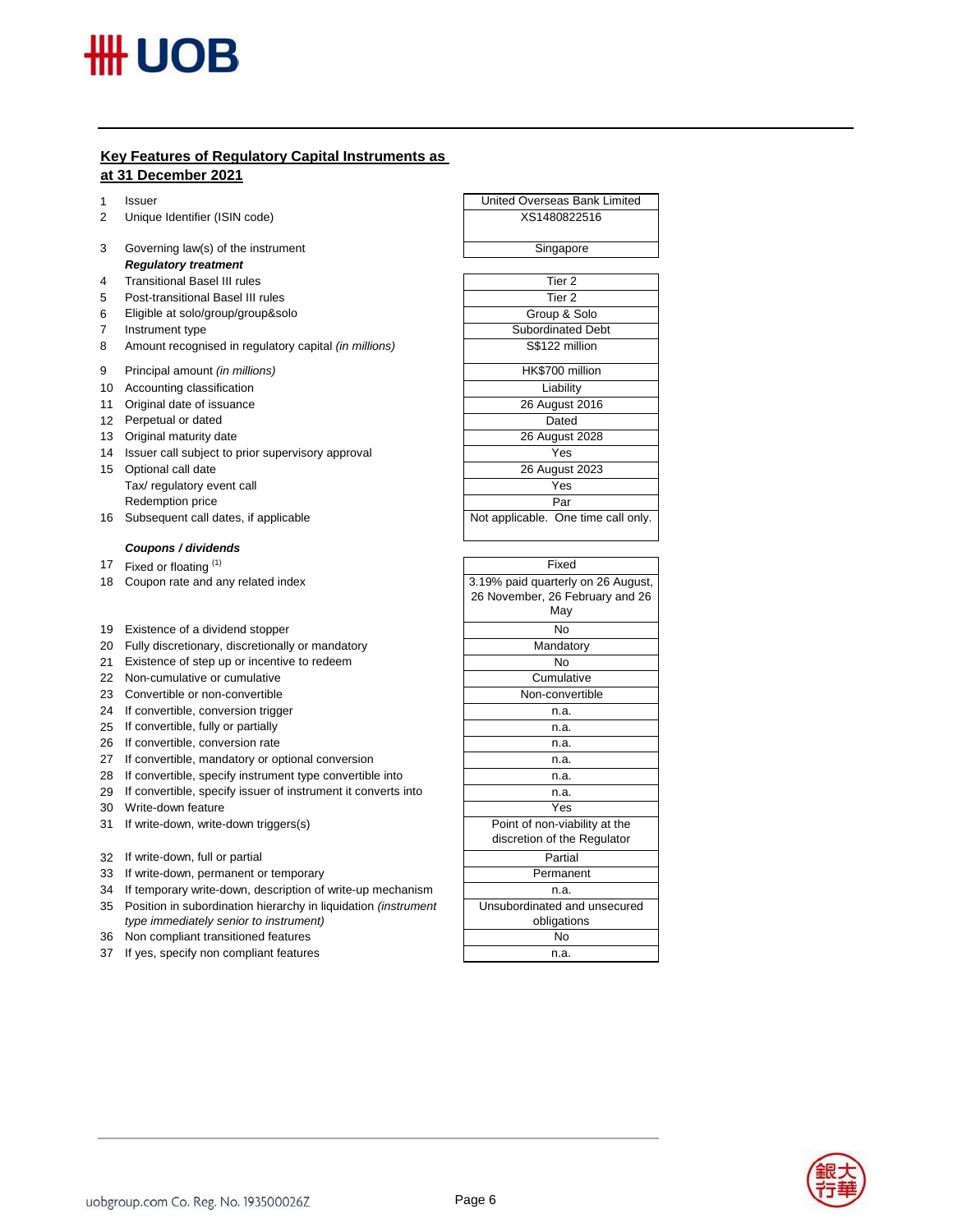## Key Features of Regulatory Capital Instruments as at 31 December 2021

| | | |
|---|---|---|
| 1 | Issuer | United Overseas Bank Limited |
| 2 | Unique Identifier (ISIN code) | XS1480822516 |
| 3 | Governing law(s) of the instrument | Singapore |
| | ***Regulatory treatment*** | |
| 4 | Transitional Basel III rules | Tier 2 |
| 5 | Post-transitional Basel III rules | Tier 2 |
| 6 | Eligible at solo/group/group&solo | Group & Solo |
| 7 | Instrument type | Subordinated Debt |
| 8 | Amount recognised in regulatory capital *(in millions)* | S$122 million |
| 9 | Principal amount *(in millions)* | HK$700 million |
| 10 | Accounting classification | Liability |
| 11 | Original date of issuance | 26 August 2016 |
| 12 | Perpetual or dated | Dated |
| 13 | Original maturity date | 26 August 2028 |
| 14 | Issuer call subject to prior supervisory approval | Yes |
| 15 | Optional call date | 26 August 2023 |
| | Tax/ regulatory event call | Yes |
| | Redemption price | Par |
| 16 | Subsequent call dates, if applicable | Not applicable. One time call only. |
| | ***Coupons / dividends*** | |
| 17 | Fixed or floating [1] | Fixed |
| 18 | Coupon rate and any related index | 3.19% paid quarterly on 26 August, 26 November, 26 February and 26 May |
| 19 | Existence of a dividend stopper | No |
| 20 | Fully discretionary, discretionally or mandatory | Mandatory |
| 21 | Existence of step up or incentive to redeem | No |
| 22 | Non-cumulative or cumulative | Cumulative |
| 23 | Convertible or non-convertible | Non-convertible |
| 24 | If convertible, conversion trigger | n.a. |
| 25 | If convertible, fully or partially | n.a. |
| 26 | If convertible, conversion rate | n.a. |
| 27 | If convertible, mandatory or optional conversion | n.a. |
| 28 | If convertible, specify instrument type convertible into | n.a. |
| 29 | If convertible, specify issuer of instrument it converts into | n.a. |
| 30 | Write-down feature | Yes |
| 31 | If write-down, write-down triggers(s) | Point of non-viability at the discretion of the Regulator |
| 32 | If write-down, full or partial | Partial |
| 33 | If write-down, permanent or temporary | Permanent |
| 34 | If temporary write-down, description of write-up mechanism | n.a. |
| 35 | Position in subordination hierarchy in liquidation *(instrument type immediately senior to instrument)* | Unsubordinated and unsecured obligations |
| 36 | Non compliant transitioned features | No |
| 37 | If yes, specify non compliant features | n.a. |

uobgroup.com Co. Reg. No. 193500026Z